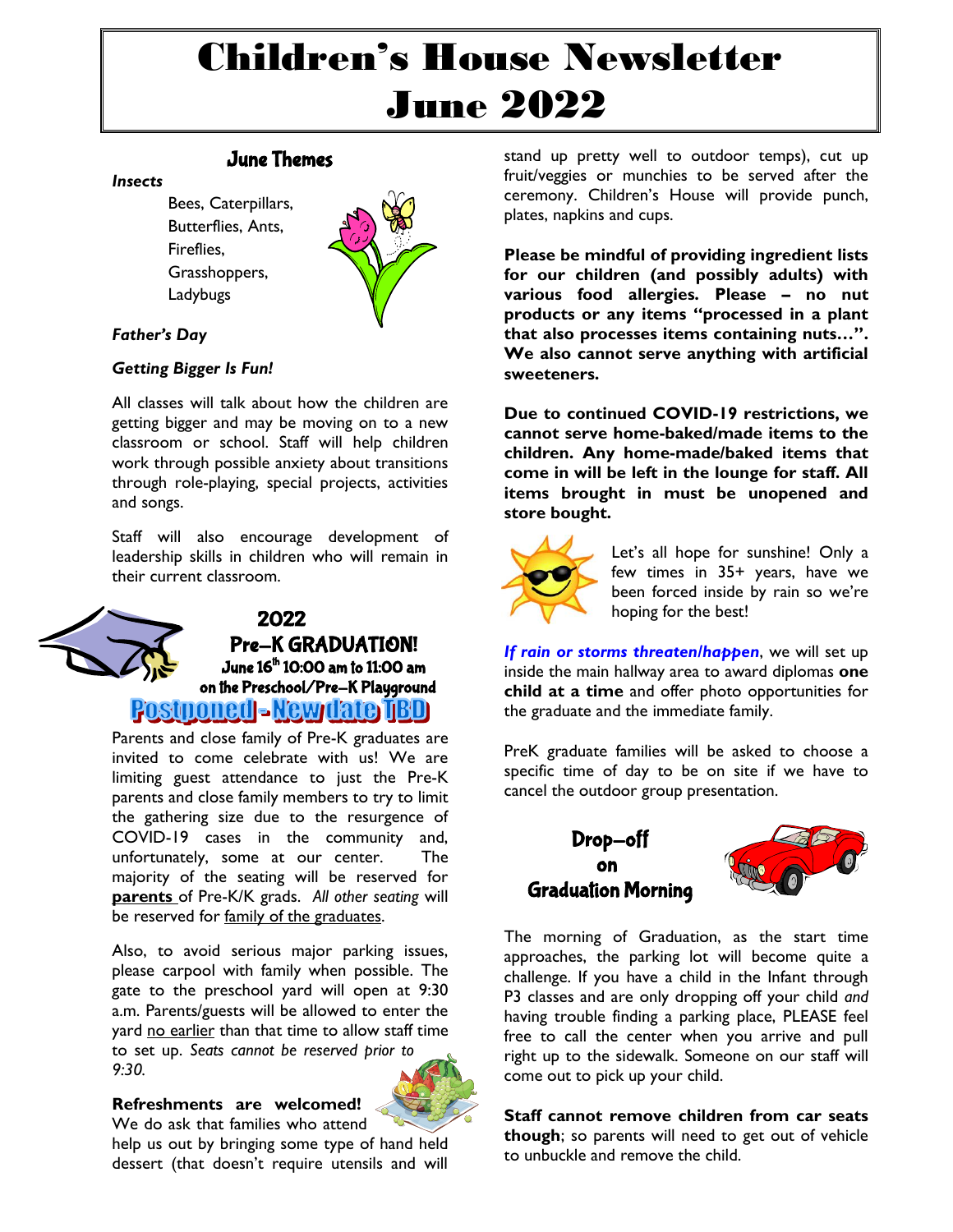# Children's House Newsletter June 2022

## June Themes

***Insects***

Bees, Caterpillars, Butterflies, Ants, Fireflies, Grasshoppers, Ladybugs

***Father's Day***

***Getting Bigger Is Fun!***

All classes will talk about how the children are getting bigger and may be moving on to a new classroom or school. Staff will help children work through possible anxiety about transitions through role-playing, special projects, activities and songs.

Staff will also encourage development of leadership skills in children who will remain in their current classroom.

## 2022 Pre–K GRADUATION!

**June 16th 10:00 am to 11:00 am on the Preschool/Pre–K Playground**

**Postponed - New date TBD**

Parents and close family of Pre-K graduates are invited to come celebrate with us! We are limiting guest attendance to just the Pre-K parents and close family members to try to limit the gathering size due to the resurgence of COVID-19 cases in the community and, unfortunately, some at our center. The majority of the seating will be reserved for **parents** of Pre-K/K grads. *All other seating* will be reserved for family of the graduates.

Also, to avoid serious major parking issues, please carpool with family when possible. The gate to the preschool yard will open at 9:30 a.m. Parents/guests will be allowed to enter the yard no earlier than that time to allow staff time to set up. *Seats cannot be reserved prior to 9:30.*

**Refreshments are welcomed!** We do ask that families who attend help us out by bringing some type of hand held dessert (that doesn't require utensils and will stand up pretty well to outdoor temps), cut up fruit/veggies or munchies to be served after the ceremony. Children's House will provide punch, plates, napkins and cups.

**Please be mindful of providing ingredient lists for our children (and possibly adults) with various food allergies. Please – no nut products or any items "processed in a plant that also processes items containing nuts…". We also cannot serve anything with artificial sweeteners.**

**Due to continued COVID-19 restrictions, we cannot serve home-baked/made items to the children. Any home-made/baked items that come in will be left in the lounge for staff. All items brought in must be unopened and store bought.**

Let's all hope for sunshine! Only a few times in 35+ years, have we been forced inside by rain so we're hoping for the best!

***If rain or storms threaten/happen***, we will set up inside the main hallway area to award diplomas **one child at a time** and offer photo opportunities for the graduate and the immediate family.

PreK graduate families will be asked to choose a specific time of day to be on site if we have to cancel the outdoor group presentation.

## Drop–off on Graduation Morning

The morning of Graduation, as the start time approaches, the parking lot will become quite a challenge. If you have a child in the Infant through P3 classes and are only dropping off your child *and* having trouble finding a parking place, PLEASE feel free to call the center when you arrive and pull right up to the sidewalk. Someone on our staff will come out to pick up your child.

**Staff cannot remove children from car seats though**; so parents will need to get out of vehicle to unbuckle and remove the child.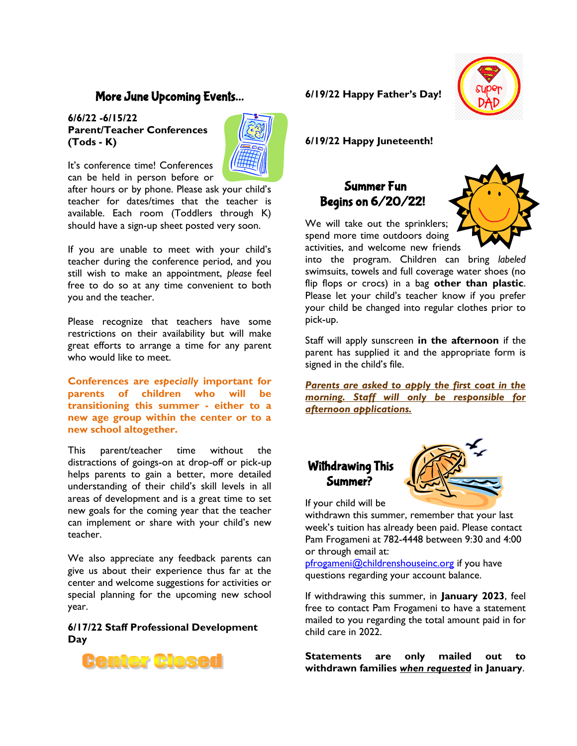## More June Upcoming Events…

**6/6/22 -6/15/22**
**Parent/Teacher Conferences (Tods - K)**

It's conference time! Conferences can be held in person before or after hours or by phone. Please ask your child's teacher for dates/times that the teacher is available. Each room (Toddlers through K) should have a sign-up sheet posted very soon.

If you are unable to meet with your child's teacher during the conference period, and you still wish to make an appointment, *please* feel free to do so at any time convenient to both you and the teacher.

Please recognize that teachers have some restrictions on their availability but will make great efforts to arrange a time for any parent who would like to meet.

**Conferences are *especially* important for parents of children who will be transitioning this summer - either to a new age group within the center or to a new school altogether.**

This parent/teacher time without the distractions of goings-on at drop-off or pick-up helps parents to gain a better, more detailed understanding of their child's skill levels in all areas of development and is a great time to set new goals for the coming year that the teacher can implement or share with your child's new teacher.

We also appreciate any feedback parents can give us about their experience thus far at the center and welcome suggestions for activities or special planning for the upcoming new school year.

**6/17/22 Staff Professional Development Day**

**Center Closed**

**6/19/22 Happy Father's Day!**

**6/19/22 Happy Juneteenth!**

## Summer Fun Begins on 6/20/22!

We will take out the sprinklers; spend more time outdoors doing activities, and welcome new friends into the program. Children can bring *labeled* swimsuits, towels and full coverage water shoes (no flip flops or crocs) in a bag **other than plastic**. Please let your child's teacher know if you prefer your child be changed into regular clothes prior to pick-up.

Staff will apply sunscreen **in the afternoon** if the parent has supplied it and the appropriate form is signed in the child's file.

***Parents are asked to apply the first coat in the morning. Staff will only be responsible for afternoon applications.***

## Withdrawing This Summer?

If your child will be withdrawn this summer, remember that your last week's tuition has already been paid. Please contact Pam Frogameni at 782-4448 between 9:30 and 4:00 or through email at: pfrogameni@childrenshouseinc.org if you have questions regarding your account balance.

If withdrawing this summer, in **January 2023**, feel free to contact Pam Frogameni to have a statement mailed to you regarding the total amount paid in for child care in 2022.

**Statements are only mailed out to withdrawn families *when requested* in January.**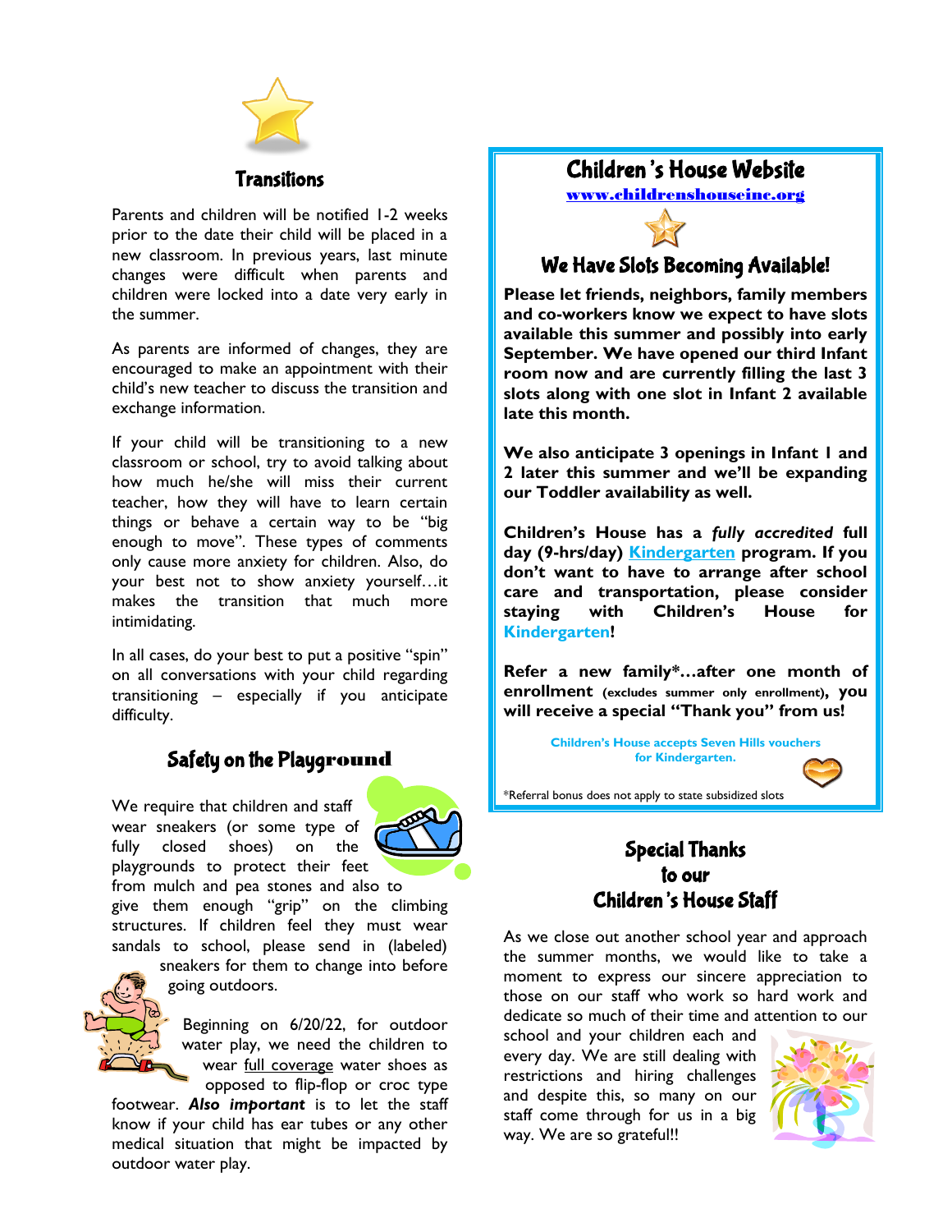## Transitions

Parents and children will be notified 1-2 weeks prior to the date their child will be placed in a new classroom. In previous years, last minute changes were difficult when parents and children were locked into a date very early in the summer.

As parents are informed of changes, they are encouraged to make an appointment with their child's new teacher to discuss the transition and exchange information.

If your child will be transitioning to a new classroom or school, try to avoid talking about how much he/she will miss their current teacher, how they will have to learn certain things or behave a certain way to be "big enough to move". These types of comments only cause more anxiety for children. Also, do your best not to show anxiety yourself…it makes the transition that much more intimidating.

In all cases, do your best to put a positive "spin" on all conversations with your child regarding transitioning – especially if you anticipate difficulty.

## Safety on the Playground

We require that children and staff wear sneakers (or some type of fully closed shoes) on the playgrounds to protect their feet from mulch and pea stones and also to give them enough "grip" on the climbing structures. If children feel they must wear sandals to school, please send in (labeled) sneakers for them to change into before going outdoors.

Beginning on 6/20/22, for outdoor water play, we need the children to wear full coverage water shoes as opposed to flip-flop or croc type footwear. ***Also important*** is to let the staff know if your child has ear tubes or any other medical situation that might be impacted by outdoor water play.

## Children's House Website

www.childrenshouseinc.org

## We Have Slots Becoming Available!

**Please let friends, neighbors, family members and co-workers know we expect to have slots available this summer and possibly into early September. We have opened our third Infant room now and are currently filling the last 3 slots along with one slot in Infant 2 available late this month.**

**We also anticipate 3 openings in Infant 1 and 2 later this summer and we'll be expanding our Toddler availability as well.**

**Children's House has a *fully accredited* full day (9-hrs/day) Kindergarten program. If you don't want to have to arrange after school care and transportation, please consider staying with Children's House for Kindergarten!**

**Refer a new family\*…after one month of enrollment (excludes summer only enrollment), you will receive a special "Thank you" from us!**

**Children's House accepts Seven Hills vouchers for Kindergarten.**

\*Referral bonus does not apply to state subsidized slots

## Special Thanks to our Children's House Staff

As we close out another school year and approach the summer months, we would like to take a moment to express our sincere appreciation to those on our staff who work so hard work and dedicate so much of their time and attention to our school and your children each and every day. We are still dealing with restrictions and hiring challenges and despite this, so many on our staff come through for us in a big way. We are so grateful!!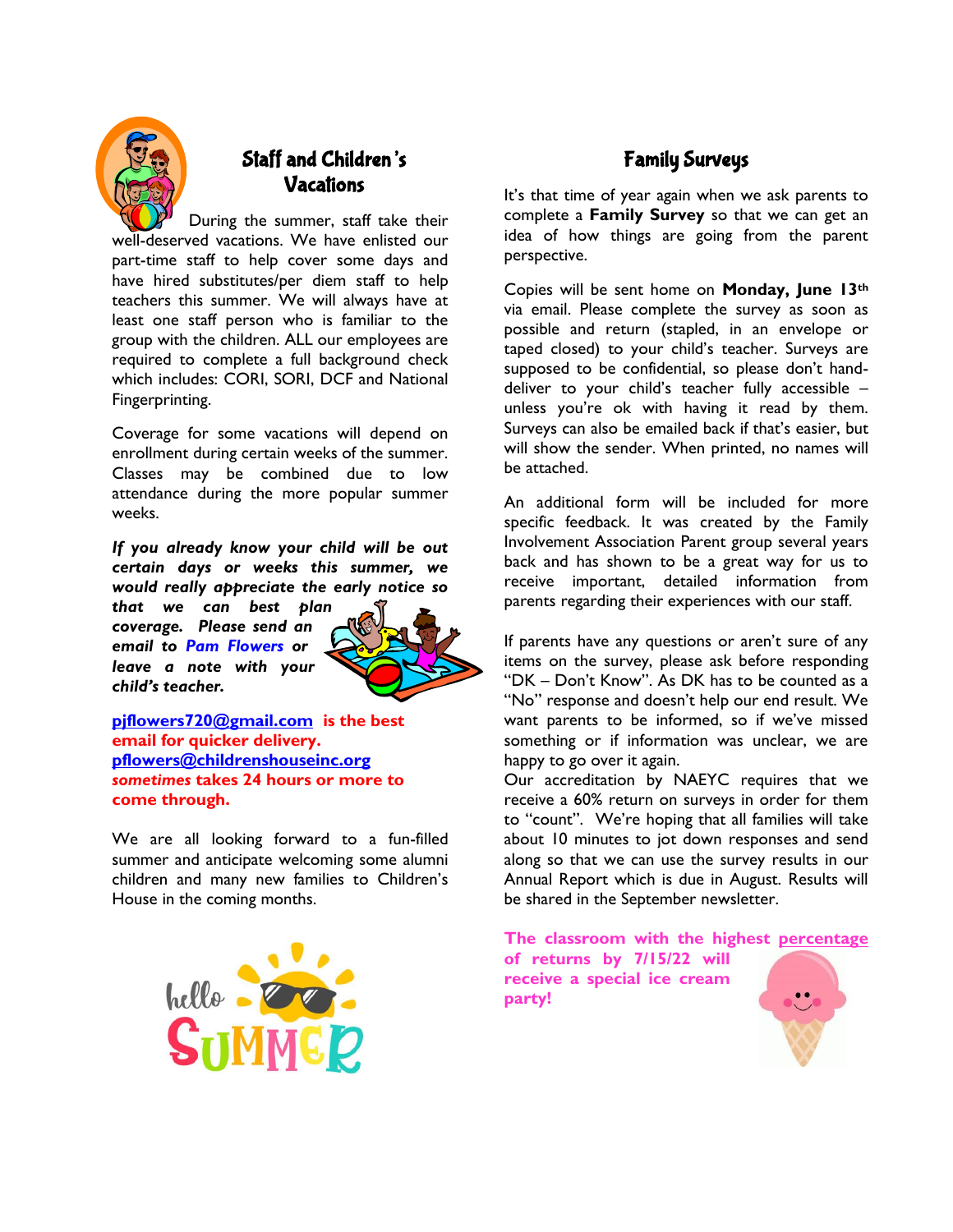## Staff and Children's Vacations

During the summer, staff take their well-deserved vacations. We have enlisted our part-time staff to help cover some days and have hired substitutes/per diem staff to help teachers this summer. We will always have at least one staff person who is familiar to the group with the children. ALL our employees are required to complete a full background check which includes: CORI, SORI, DCF and National Fingerprinting.

Coverage for some vacations will depend on enrollment during certain weeks of the summer. Classes may be combined due to low attendance during the more popular summer weeks.

***If you already know your child will be out certain days or weeks this summer, we would really appreciate the early notice so that we can best plan coverage. Please send an email to Pam Flowers or leave a note with your child's teacher.***

**pjflowers720@gmail.com is the best email for quicker delivery.**
**pflowers@childrenshouseinc.org *sometimes* takes 24 hours or more to come through.**

We are all looking forward to a fun-filled summer and anticipate welcoming some alumni children and many new families to Children's House in the coming months.

## Family Surveys

It's that time of year again when we ask parents to complete a **Family Survey** so that we can get an idea of how things are going from the parent perspective.

Copies will be sent home on **Monday, June 13th** via email. Please complete the survey as soon as possible and return (stapled, in an envelope or taped closed) to your child's teacher. Surveys are supposed to be confidential, so please don't hand-deliver to your child's teacher fully accessible – unless you're ok with having it read by them. Surveys can also be emailed back if that's easier, but will show the sender. When printed, no names will be attached.

An additional form will be included for more specific feedback. It was created by the Family Involvement Association Parent group several years back and has shown to be a great way for us to receive important, detailed information from parents regarding their experiences with our staff.

If parents have any questions or aren't sure of any items on the survey, please ask before responding "DK – Don't Know". As DK has to be counted as a "No" response and doesn't help our end result. We want parents to be informed, so if we've missed something or if information was unclear, we are happy to go over it again.

Our accreditation by NAEYC requires that we receive a 60% return on surveys in order for them to "count". We're hoping that all families will take about 10 minutes to jot down responses and send along so that we can use the survey results in our Annual Report which is due in August. Results will be shared in the September newsletter.

**The classroom with the highest percentage of returns by 7/15/22 will receive a special ice cream party!**